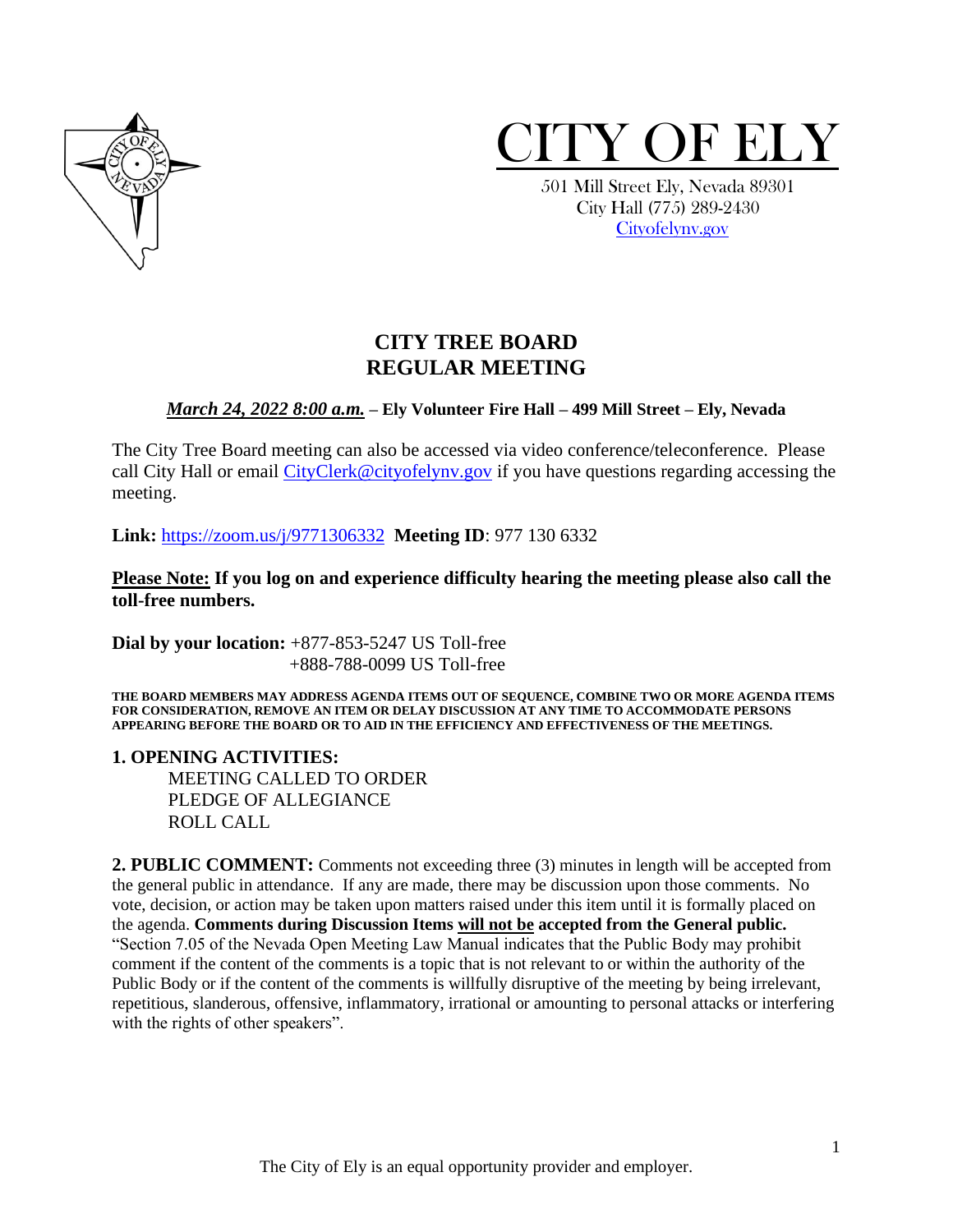# CITY OF ELY

501 Mill Street Ely, Nevada 89301
City Hall (775) 289-2430
[Cityofelynv.gov](Cityofelynv.gov)

## CITY TREE BOARD
## REGULAR MEETING

***March 24, 2022 8:00 a.m.*** **– Ely Volunteer Fire Hall – 499 Mill Street – Ely, Nevada**

The City Tree Board meeting can also be accessed via video conference/teleconference. Please call City Hall or email [CityClerk@cityofelynv.gov](mailto:CityClerk@cityofelynv.gov) if you have questions regarding accessing the meeting.

**Link:** [https://zoom.us/j/9771306332](https://zoom.us/j/9771306332) **Meeting ID**: 977 130 6332

**Please Note: If you log on and experience difficulty hearing the meeting please also call the toll-free numbers.**

**Dial by your location:** +877-853-5247 US Toll-free
+888-788-0099 US Toll-free

**THE BOARD MEMBERS MAY ADDRESS AGENDA ITEMS OUT OF SEQUENCE, COMBINE TWO OR MORE AGENDA ITEMS FOR CONSIDERATION, REMOVE AN ITEM OR DELAY DISCUSSION AT ANY TIME TO ACCOMMODATE PERSONS APPEARING BEFORE THE BOARD OR TO AID IN THE EFFICIENCY AND EFFECTIVENESS OF THE MEETINGS.**

**1. OPENING ACTIVITIES:**

MEETING CALLED TO ORDER
PLEDGE OF ALLEGIANCE
ROLL CALL

**2. PUBLIC COMMENT:** Comments not exceeding three (3) minutes in length will be accepted from the general public in attendance. If any are made, there may be discussion upon those comments. No vote, decision, or action may be taken upon matters raised under this item until it is formally placed on the agenda. **Comments during Discussion Items will not be accepted from the General public.** "Section 7.05 of the Nevada Open Meeting Law Manual indicates that the Public Body may prohibit comment if the content of the comments is a topic that is not relevant to or within the authority of the Public Body or if the content of the comments is willfully disruptive of the meeting by being irrelevant, repetitious, slanderous, offensive, inflammatory, irrational or amounting to personal attacks or interfering with the rights of other speakers".

The City of Ely is an equal opportunity provider and employer.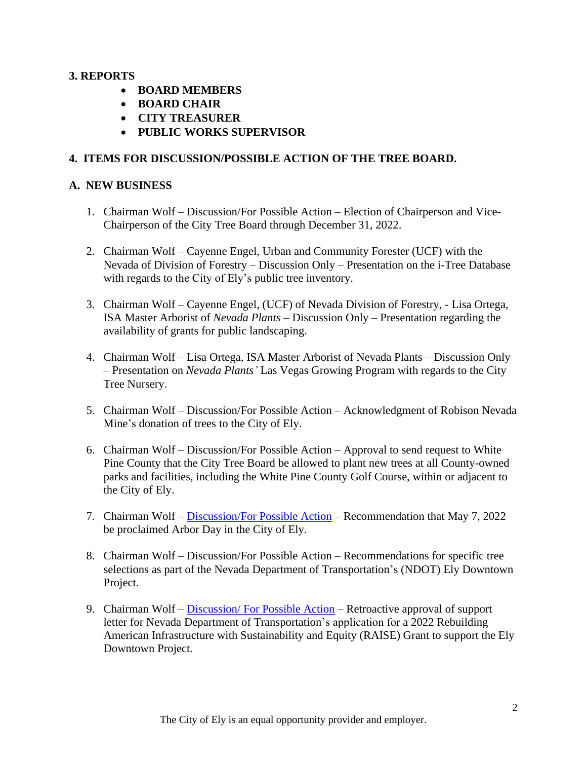**3. REPORTS**

- **BOARD MEMBERS**
- **BOARD CHAIR**
- **CITY TREASURER**
- **PUBLIC WORKS SUPERVISOR**

**4. ITEMS FOR DISCUSSION/POSSIBLE ACTION OF THE TREE BOARD.**

**A. NEW BUSINESS**

1. Chairman Wolf – Discussion/For Possible Action – Election of Chairperson and Vice-Chairperson of the City Tree Board through December 31, 2022.

2. Chairman Wolf – Cayenne Engel, Urban and Community Forester (UCF) with the Nevada of Division of Forestry – Discussion Only – Presentation on the i-Tree Database with regards to the City of Ely's public tree inventory.

3. Chairman Wolf – Cayenne Engel, (UCF) of Nevada Division of Forestry, - Lisa Ortega, ISA Master Arborist of *Nevada Plants* – Discussion Only – Presentation regarding the availability of grants for public landscaping.

4. Chairman Wolf – Lisa Ortega, ISA Master Arborist of Nevada Plants – Discussion Only – Presentation on *Nevada Plants'* Las Vegas Growing Program with regards to the City Tree Nursery.

5. Chairman Wolf – Discussion/For Possible Action – Acknowledgment of Robison Nevada Mine's donation of trees to the City of Ely.

6. Chairman Wolf – Discussion/For Possible Action – Approval to send request to White Pine County that the City Tree Board be allowed to plant new trees at all County-owned parks and facilities, including the White Pine County Golf Course, within or adjacent to the City of Ely.

7. Chairman Wolf – Discussion/For Possible Action – Recommendation that May 7, 2022 be proclaimed Arbor Day in the City of Ely.

8. Chairman Wolf – Discussion/For Possible Action – Recommendations for specific tree selections as part of the Nevada Department of Transportation's (NDOT) Ely Downtown Project.

9. Chairman Wolf – Discussion/ For Possible Action – Retroactive approval of support letter for Nevada Department of Transportation's application for a 2022 Rebuilding American Infrastructure with Sustainability and Equity (RAISE) Grant to support the Ely Downtown Project.

The City of Ely is an equal opportunity provider and employer.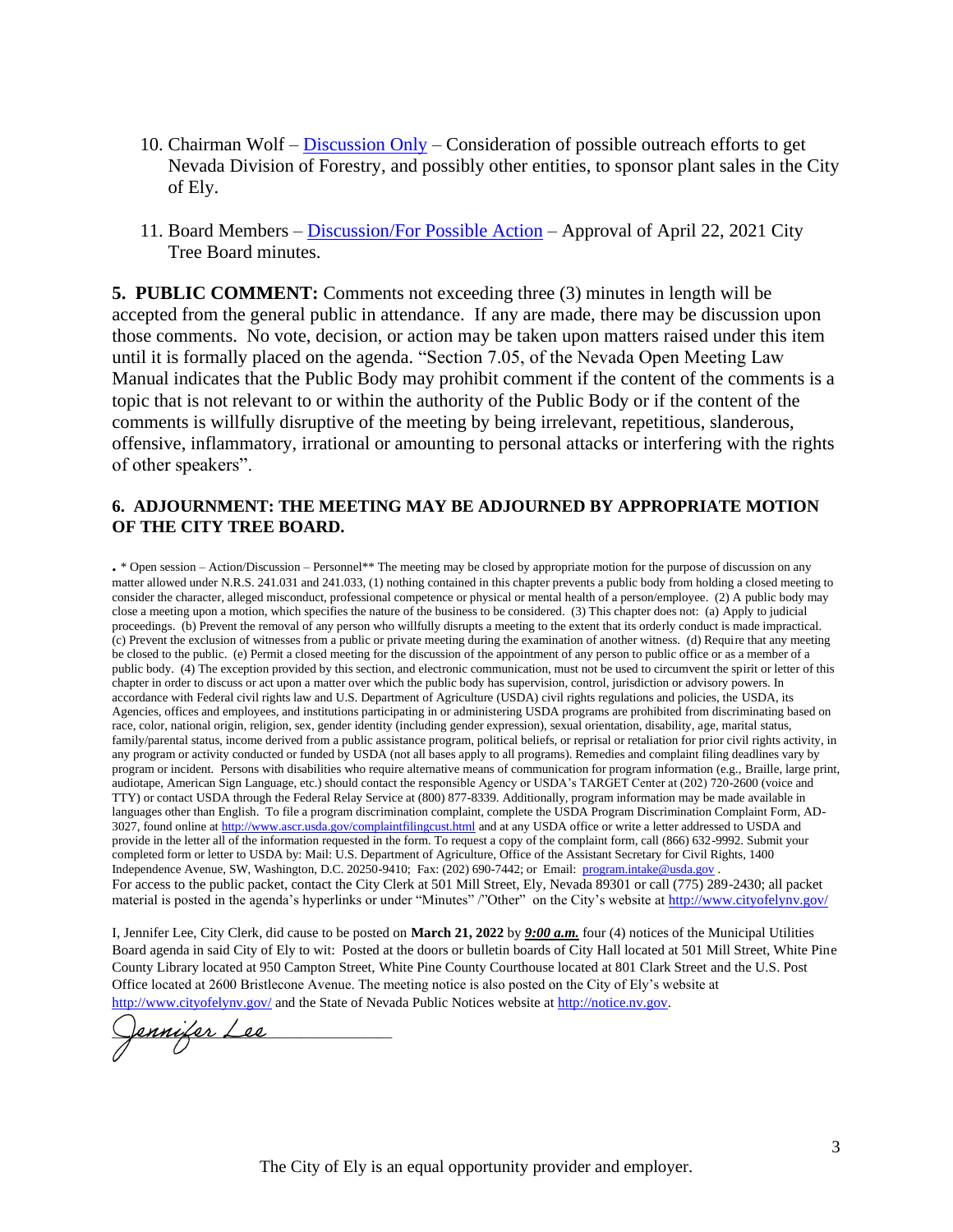10. Chairman Wolf – Discussion Only – Consideration of possible outreach efforts to get Nevada Division of Forestry, and possibly other entities, to sponsor plant sales in the City of Ely.

11. Board Members – Discussion/For Possible Action – Approval of April 22, 2021 City Tree Board minutes.

**5. PUBLIC COMMENT:** Comments not exceeding three (3) minutes in length will be accepted from the general public in attendance. If any are made, there may be discussion upon those comments. No vote, decision, or action may be taken upon matters raised under this item until it is formally placed on the agenda. "Section 7.05, of the Nevada Open Meeting Law Manual indicates that the Public Body may prohibit comment if the content of the comments is a topic that is not relevant to or within the authority of the Public Body or if the content of the comments is willfully disruptive of the meeting by being irrelevant, repetitious, slanderous, offensive, inflammatory, irrational or amounting to personal attacks or interfering with the rights of other speakers".

**6. ADJOURNMENT: THE MEETING MAY BE ADJOURNED BY APPROPRIATE MOTION OF THE CITY TREE BOARD.**

. * Open session – Action/Discussion – Personnel** The meeting may be closed by appropriate motion for the purpose of discussion on any matter allowed under N.R.S. 241.031 and 241.033, (1) nothing contained in this chapter prevents a public body from holding a closed meeting to consider the character, alleged misconduct, professional competence or physical or mental health of a person/employee. (2) A public body may close a meeting upon a motion, which specifies the nature of the business to be considered. (3) This chapter does not: (a) Apply to judicial proceedings. (b) Prevent the removal of any person who willfully disrupts a meeting to the extent that its orderly conduct is made impractical. (c) Prevent the exclusion of witnesses from a public or private meeting during the examination of another witness. (d) Require that any meeting be closed to the public. (e) Permit a closed meeting for the discussion of the appointment of any person to public office or as a member of a public body. (4) The exception provided by this section, and electronic communication, must not be used to circumvent the spirit or letter of this chapter in order to discuss or act upon a matter over which the public body has supervision, control, jurisdiction or advisory powers. In accordance with Federal civil rights law and U.S. Department of Agriculture (USDA) civil rights regulations and policies, the USDA, its Agencies, offices and employees, and institutions participating in or administering USDA programs are prohibited from discriminating based on race, color, national origin, religion, sex, gender identity (including gender expression), sexual orientation, disability, age, marital status, family/parental status, income derived from a public assistance program, political beliefs, or reprisal or retaliation for prior civil rights activity, in any program or activity conducted or funded by USDA (not all bases apply to all programs). Remedies and complaint filing deadlines vary by program or incident. Persons with disabilities who require alternative means of communication for program information (e.g., Braille, large print, audiotape, American Sign Language, etc.) should contact the responsible Agency or USDA's TARGET Center at (202) 720-2600 (voice and TTY) or contact USDA through the Federal Relay Service at (800) 877-8339. Additionally, program information may be made available in languages other than English. To file a program discrimination complaint, complete the USDA Program Discrimination Complaint Form, AD-3027, found online at http://www.ascr.usda.gov/complaintfilingcust.html and at any USDA office or write a letter addressed to USDA and provide in the letter all of the information requested in the form. To request a copy of the complaint form, call (866) 632-9992. Submit your completed form or letter to USDA by: Mail: U.S. Department of Agriculture, Office of the Assistant Secretary for Civil Rights, 1400 Independence Avenue, SW, Washington, D.C. 20250-9410; Fax: (202) 690-7442; or Email: program.intake@usda.gov .
For access to the public packet, contact the City Clerk at 501 Mill Street, Ely, Nevada 89301 or call (775) 289-2430; all packet material is posted in the agenda's hyperlinks or under "Minutes" /"Other" on the City's website at http://www.cityofelynv.gov/

I, Jennifer Lee, City Clerk, did cause to be posted on **March 21, 2022** by ***9:00 a.m.*** four (4) notices of the Municipal Utilities Board agenda in said City of Ely to wit: Posted at the doors or bulletin boards of City Hall located at 501 Mill Street, White Pine County Library located at 950 Campton Street, White Pine County Courthouse located at 801 Clark Street and the U.S. Post Office located at 2600 Bristlecone Avenue. The meeting notice is also posted on the City of Ely's website at http://www.cityofelynv.gov/ and the State of Nevada Public Notices website at http://notice.nv.gov.

Jennifer Lee

The City of Ely is an equal opportunity provider and employer.